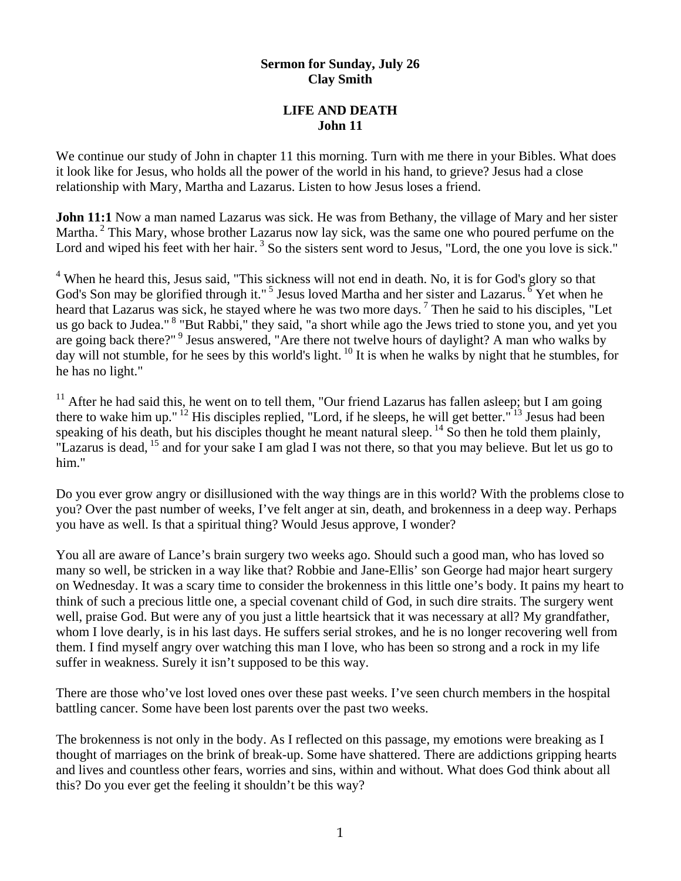**Sermon for Sunday, July 26**
**Clay Smith**

# LIFE AND DEATH
## John 11

We continue our study of John in chapter 11 this morning. Turn with me there in your Bibles. What does it look like for Jesus, who holds all the power of the world in his hand, to grieve? Jesus had a close relationship with Mary, Martha and Lazarus. Listen to how Jesus loses a friend.

**John 11:1** Now a man named Lazarus was sick. He was from Bethany, the village of Mary and her sister Martha. [2] This Mary, whose brother Lazarus now lay sick, was the same one who poured perfume on the Lord and wiped his feet with her hair. [3] So the sisters sent word to Jesus, "Lord, the one you love is sick."

[4] When he heard this, Jesus said, "This sickness will not end in death. No, it is for God's glory so that God's Son may be glorified through it." [5] Jesus loved Martha and her sister and Lazarus. [6] Yet when he heard that Lazarus was sick, he stayed where he was two more days. [7] Then he said to his disciples, "Let us go back to Judea." [8] "But Rabbi," they said, "a short while ago the Jews tried to stone you, and yet you are going back there?" [9] Jesus answered, "Are there not twelve hours of daylight? A man who walks by day will not stumble, for he sees by this world's light. [10] It is when he walks by night that he stumbles, for he has no light."

[11] After he had said this, he went on to tell them, "Our friend Lazarus has fallen asleep; but I am going there to wake him up." [12] His disciples replied, "Lord, if he sleeps, he will get better." [13] Jesus had been speaking of his death, but his disciples thought he meant natural sleep. [14] So then he told them plainly, "Lazarus is dead, [15] and for your sake I am glad I was not there, so that you may believe. But let us go to him."

Do you ever grow angry or disillusioned with the way things are in this world? With the problems close to you? Over the past number of weeks, I've felt anger at sin, death, and brokenness in a deep way. Perhaps you have as well. Is that a spiritual thing? Would Jesus approve, I wonder?

You all are aware of Lance's brain surgery two weeks ago. Should such a good man, who has loved so many so well, be stricken in a way like that? Robbie and Jane-Ellis' son George had major heart surgery on Wednesday. It was a scary time to consider the brokenness in this little one's body. It pains my heart to think of such a precious little one, a special covenant child of God, in such dire straits. The surgery went well, praise God. But were any of you just a little heartsick that it was necessary at all? My grandfather, whom I love dearly, is in his last days. He suffers serial strokes, and he is no longer recovering well from them. I find myself angry over watching this man I love, who has been so strong and a rock in my life suffer in weakness. Surely it isn't supposed to be this way.

There are those who've lost loved ones over these past weeks. I've seen church members in the hospital battling cancer. Some have been lost parents over the past two weeks.

The brokenness is not only in the body. As I reflected on this passage, my emotions were breaking as I thought of marriages on the brink of break-up. Some have shattered. There are addictions gripping hearts and lives and countless other fears, worries and sins, within and without. What does God think about all this? Do you ever get the feeling it shouldn't be this way?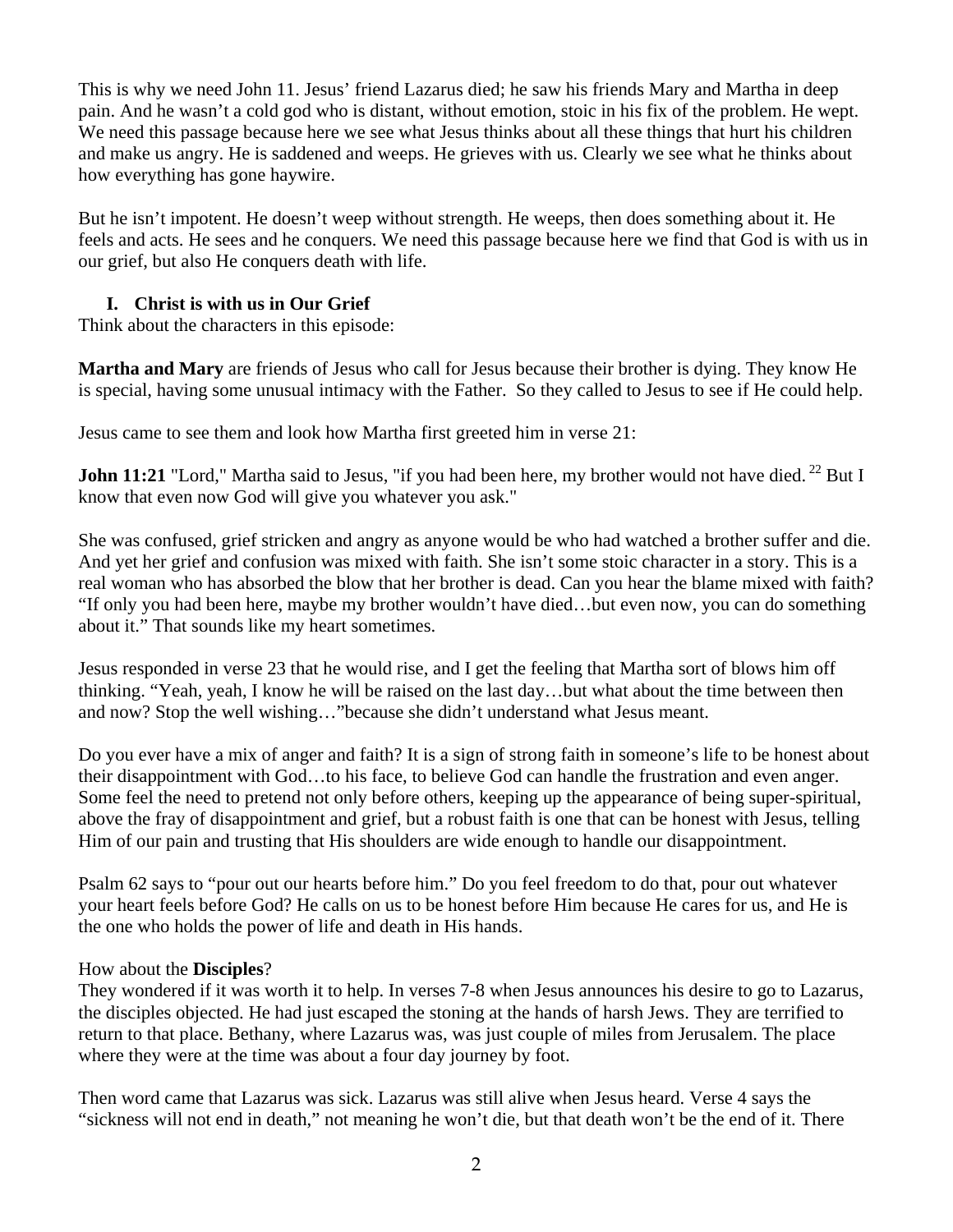This is why we need John 11. Jesus' friend Lazarus died; he saw his friends Mary and Martha in deep pain. And he wasn't a cold god who is distant, without emotion, stoic in his fix of the problem. He wept. We need this passage because here we see what Jesus thinks about all these things that hurt his children and make us angry. He is saddened and weeps. He grieves with us. Clearly we see what he thinks about how everything has gone haywire.

But he isn't impotent. He doesn't weep without strength. He weeps, then does something about it. He feels and acts. He sees and he conquers. We need this passage because here we find that God is with us in our grief, but also He conquers death with life.

## I. Christ is with us in Our Grief

Think about the characters in this episode:

**Martha and Mary** are friends of Jesus who call for Jesus because their brother is dying. They know He is special, having some unusual intimacy with the Father. So they called to Jesus to see if He could help.

Jesus came to see them and look how Martha first greeted him in verse 21:

**John 11:21** "Lord," Martha said to Jesus, "if you had been here, my brother would not have died. [22] But I know that even now God will give you whatever you ask."

She was confused, grief stricken and angry as anyone would be who had watched a brother suffer and die. And yet her grief and confusion was mixed with faith. She isn't some stoic character in a story. This is a real woman who has absorbed the blow that her brother is dead. Can you hear the blame mixed with faith? "If only you had been here, maybe my brother wouldn't have died…but even now, you can do something about it." That sounds like my heart sometimes.

Jesus responded in verse 23 that he would rise, and I get the feeling that Martha sort of blows him off thinking. "Yeah, yeah, I know he will be raised on the last day…but what about the time between then and now? Stop the well wishing…"because she didn't understand what Jesus meant.

Do you ever have a mix of anger and faith? It is a sign of strong faith in someone's life to be honest about their disappointment with God…to his face, to believe God can handle the frustration and even anger. Some feel the need to pretend not only before others, keeping up the appearance of being super-spiritual, above the fray of disappointment and grief, but a robust faith is one that can be honest with Jesus, telling Him of our pain and trusting that His shoulders are wide enough to handle our disappointment.

Psalm 62 says to "pour out our hearts before him." Do you feel freedom to do that, pour out whatever your heart feels before God? He calls on us to be honest before Him because He cares for us, and He is the one who holds the power of life and death in His hands.

How about the **Disciples**?

They wondered if it was worth it to help. In verses 7-8 when Jesus announces his desire to go to Lazarus, the disciples objected. He had just escaped the stoning at the hands of harsh Jews. They are terrified to return to that place. Bethany, where Lazarus was, was just couple of miles from Jerusalem. The place where they were at the time was about a four day journey by foot.

Then word came that Lazarus was sick. Lazarus was still alive when Jesus heard. Verse 4 says the "sickness will not end in death," not meaning he won't die, but that death won't be the end of it. There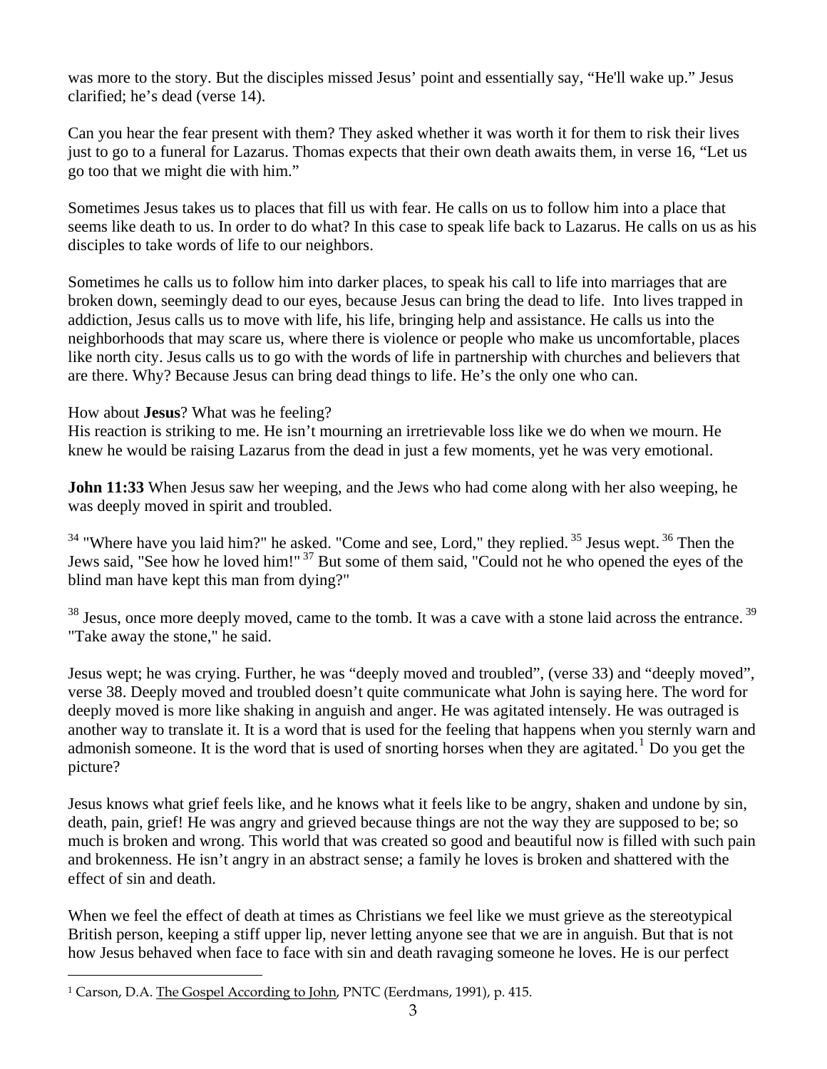was more to the story. But the disciples missed Jesus' point and essentially say, "He'll wake up." Jesus clarified; he's dead (verse 14).

Can you hear the fear present with them? They asked whether it was worth it for them to risk their lives just to go to a funeral for Lazarus. Thomas expects that their own death awaits them, in verse 16, "Let us go too that we might die with him."

Sometimes Jesus takes us to places that fill us with fear. He calls on us to follow him into a place that seems like death to us. In order to do what? In this case to speak life back to Lazarus. He calls on us as his disciples to take words of life to our neighbors.

Sometimes he calls us to follow him into darker places, to speak his call to life into marriages that are broken down, seemingly dead to our eyes, because Jesus can bring the dead to life. Into lives trapped in addiction, Jesus calls us to move with life, his life, bringing help and assistance. He calls us into the neighborhoods that may scare us, where there is violence or people who make us uncomfortable, places like north city. Jesus calls us to go with the words of life in partnership with churches and believers that are there. Why? Because Jesus can bring dead things to life. He's the only one who can.

How about **Jesus**? What was he feeling?
His reaction is striking to me. He isn't mourning an irretrievable loss like we do when we mourn. He knew he would be raising Lazarus from the dead in just a few moments, yet he was very emotional.

**John 11:33** When Jesus saw her weeping, and the Jews who had come along with her also weeping, he was deeply moved in spirit and troubled.

34 "Where have you laid him?" he asked. "Come and see, Lord," they replied. 35 Jesus wept. 36 Then the Jews said, "See how he loved him!" 37 But some of them said, "Could not he who opened the eyes of the blind man have kept this man from dying?"

38 Jesus, once more deeply moved, came to the tomb. It was a cave with a stone laid across the entrance. 39 "Take away the stone," he said.

Jesus wept; he was crying. Further, he was "deeply moved and troubled", (verse 33) and "deeply moved", verse 38. Deeply moved and troubled doesn't quite communicate what John is saying here. The word for deeply moved is more like shaking in anguish and anger. He was agitated intensely. He was outraged is another way to translate it. It is a word that is used for the feeling that happens when you sternly warn and admonish someone. It is the word that is used of snorting horses when they are agitated.[1] Do you get the picture?

Jesus knows what grief feels like, and he knows what it feels like to be angry, shaken and undone by sin, death, pain, grief! He was angry and grieved because things are not the way they are supposed to be; so much is broken and wrong. This world that was created so good and beautiful now is filled with such pain and brokenness. He isn't angry in an abstract sense; a family he loves is broken and shattered with the effect of sin and death.

When we feel the effect of death at times as Christians we feel like we must grieve as the stereotypical British person, keeping a stiff upper lip, never letting anyone see that we are in anguish. But that is not how Jesus behaved when face to face with sin and death ravaging someone he loves. He is our perfect

[1] Carson, D.A. The Gospel According to John, PNTC (Eerdmans, 1991), p. 415.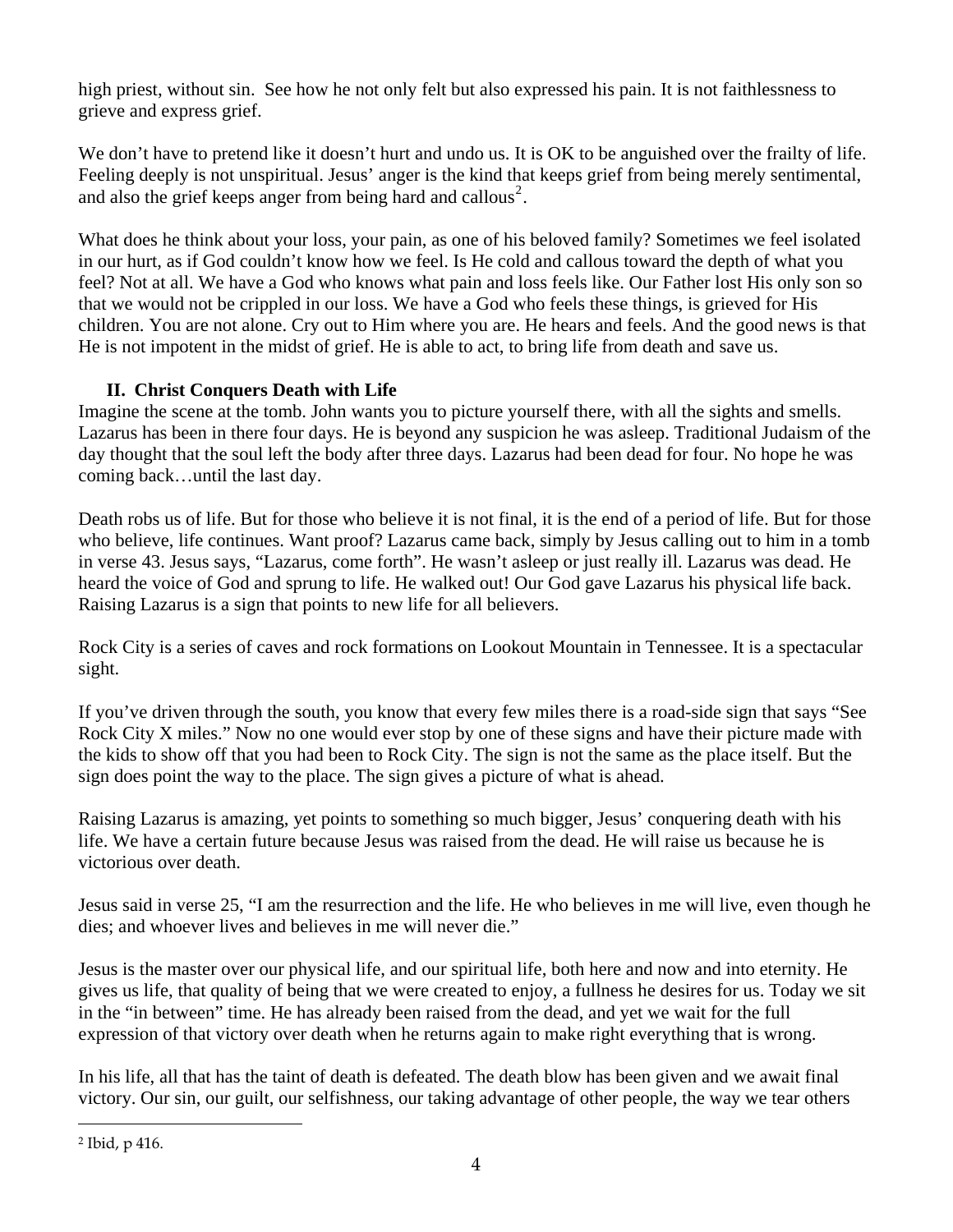high priest, without sin. See how he not only felt but also expressed his pain. It is not faithlessness to grieve and express grief.

We don't have to pretend like it doesn't hurt and undo us. It is OK to be anguished over the frailty of life. Feeling deeply is not unspiritual. Jesus' anger is the kind that keeps grief from being merely sentimental, and also the grief keeps anger from being hard and callous[2].

What does he think about your loss, your pain, as one of his beloved family? Sometimes we feel isolated in our hurt, as if God couldn't know how we feel. Is He cold and callous toward the depth of what you feel? Not at all. We have a God who knows what pain and loss feels like. Our Father lost His only son so that we would not be crippled in our loss. We have a God who feels these things, is grieved for His children. You are not alone. Cry out to Him where you are. He hears and feels. And the good news is that He is not impotent in the midst of grief. He is able to act, to bring life from death and save us.

## II. Christ Conquers Death with Life

Imagine the scene at the tomb. John wants you to picture yourself there, with all the sights and smells. Lazarus has been in there four days. He is beyond any suspicion he was asleep. Traditional Judaism of the day thought that the soul left the body after three days. Lazarus had been dead for four. No hope he was coming back…until the last day.

Death robs us of life. But for those who believe it is not final, it is the end of a period of life. But for those who believe, life continues. Want proof? Lazarus came back, simply by Jesus calling out to him in a tomb in verse 43. Jesus says, "Lazarus, come forth". He wasn't asleep or just really ill. Lazarus was dead. He heard the voice of God and sprung to life. He walked out! Our God gave Lazarus his physical life back. Raising Lazarus is a sign that points to new life for all believers.

Rock City is a series of caves and rock formations on Lookout Mountain in Tennessee. It is a spectacular sight.

If you've driven through the south, you know that every few miles there is a road-side sign that says "See Rock City X miles." Now no one would ever stop by one of these signs and have their picture made with the kids to show off that you had been to Rock City. The sign is not the same as the place itself. But the sign does point the way to the place. The sign gives a picture of what is ahead.

Raising Lazarus is amazing, yet points to something so much bigger, Jesus' conquering death with his life. We have a certain future because Jesus was raised from the dead. He will raise us because he is victorious over death.

Jesus said in verse 25, "I am the resurrection and the life. He who believes in me will live, even though he dies; and whoever lives and believes in me will never die."

Jesus is the master over our physical life, and our spiritual life, both here and now and into eternity. He gives us life, that quality of being that we were created to enjoy, a fullness he desires for us. Today we sit in the "in between" time. He has already been raised from the dead, and yet we wait for the full expression of that victory over death when he returns again to make right everything that is wrong.

In his life, all that has the taint of death is defeated. The death blow has been given and we await final victory. Our sin, our guilt, our selfishness, our taking advantage of other people, the way we tear others

---

[2] Ibid, p 416.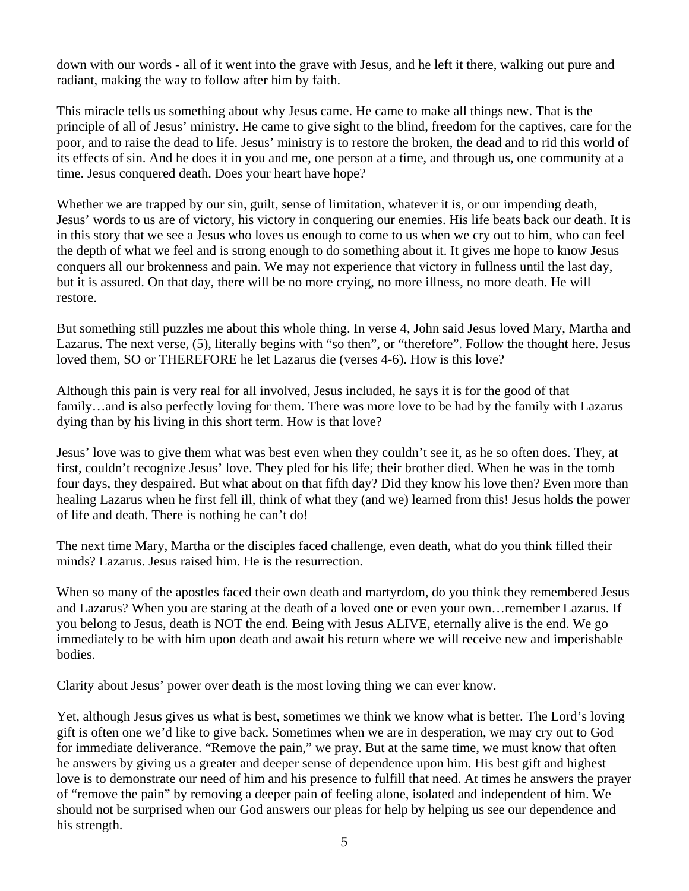down with our words - all of it went into the grave with Jesus, and he left it there, walking out pure and radiant, making the way to follow after him by faith.

This miracle tells us something about why Jesus came. He came to make all things new. That is the principle of all of Jesus' ministry. He came to give sight to the blind, freedom for the captives, care for the poor, and to raise the dead to life. Jesus' ministry is to restore the broken, the dead and to rid this world of its effects of sin. And he does it in you and me, one person at a time, and through us, one community at a time. Jesus conquered death. Does your heart have hope?

Whether we are trapped by our sin, guilt, sense of limitation, whatever it is, or our impending death, Jesus' words to us are of victory, his victory in conquering our enemies. His life beats back our death. It is in this story that we see a Jesus who loves us enough to come to us when we cry out to him, who can feel the depth of what we feel and is strong enough to do something about it. It gives me hope to know Jesus conquers all our brokenness and pain. We may not experience that victory in fullness until the last day, but it is assured. On that day, there will be no more crying, no more illness, no more death. He will restore.

But something still puzzles me about this whole thing. In verse 4, John said Jesus loved Mary, Martha and Lazarus. The next verse, (5), literally begins with "so then", or "therefore". Follow the thought here. Jesus loved them, SO or THEREFORE he let Lazarus die (verses 4-6). How is this love?

Although this pain is very real for all involved, Jesus included, he says it is for the good of that family…and is also perfectly loving for them. There was more love to be had by the family with Lazarus dying than by his living in this short term. How is that love?

Jesus' love was to give them what was best even when they couldn't see it, as he so often does. They, at first, couldn't recognize Jesus' love. They pled for his life; their brother died. When he was in the tomb four days, they despaired. But what about on that fifth day? Did they know his love then? Even more than healing Lazarus when he first fell ill, think of what they (and we) learned from this! Jesus holds the power of life and death. There is nothing he can't do!

The next time Mary, Martha or the disciples faced challenge, even death, what do you think filled their minds? Lazarus. Jesus raised him. He is the resurrection.

When so many of the apostles faced their own death and martyrdom, do you think they remembered Jesus and Lazarus? When you are staring at the death of a loved one or even your own…remember Lazarus. If you belong to Jesus, death is NOT the end. Being with Jesus ALIVE, eternally alive is the end. We go immediately to be with him upon death and await his return where we will receive new and imperishable bodies.

Clarity about Jesus' power over death is the most loving thing we can ever know.

Yet, although Jesus gives us what is best, sometimes we think we know what is better. The Lord's loving gift is often one we'd like to give back. Sometimes when we are in desperation, we may cry out to God for immediate deliverance. "Remove the pain," we pray. But at the same time, we must know that often he answers by giving us a greater and deeper sense of dependence upon him. His best gift and highest love is to demonstrate our need of him and his presence to fulfill that need. At times he answers the prayer of "remove the pain" by removing a deeper pain of feeling alone, isolated and independent of him. We should not be surprised when our God answers our pleas for help by helping us see our dependence and his strength.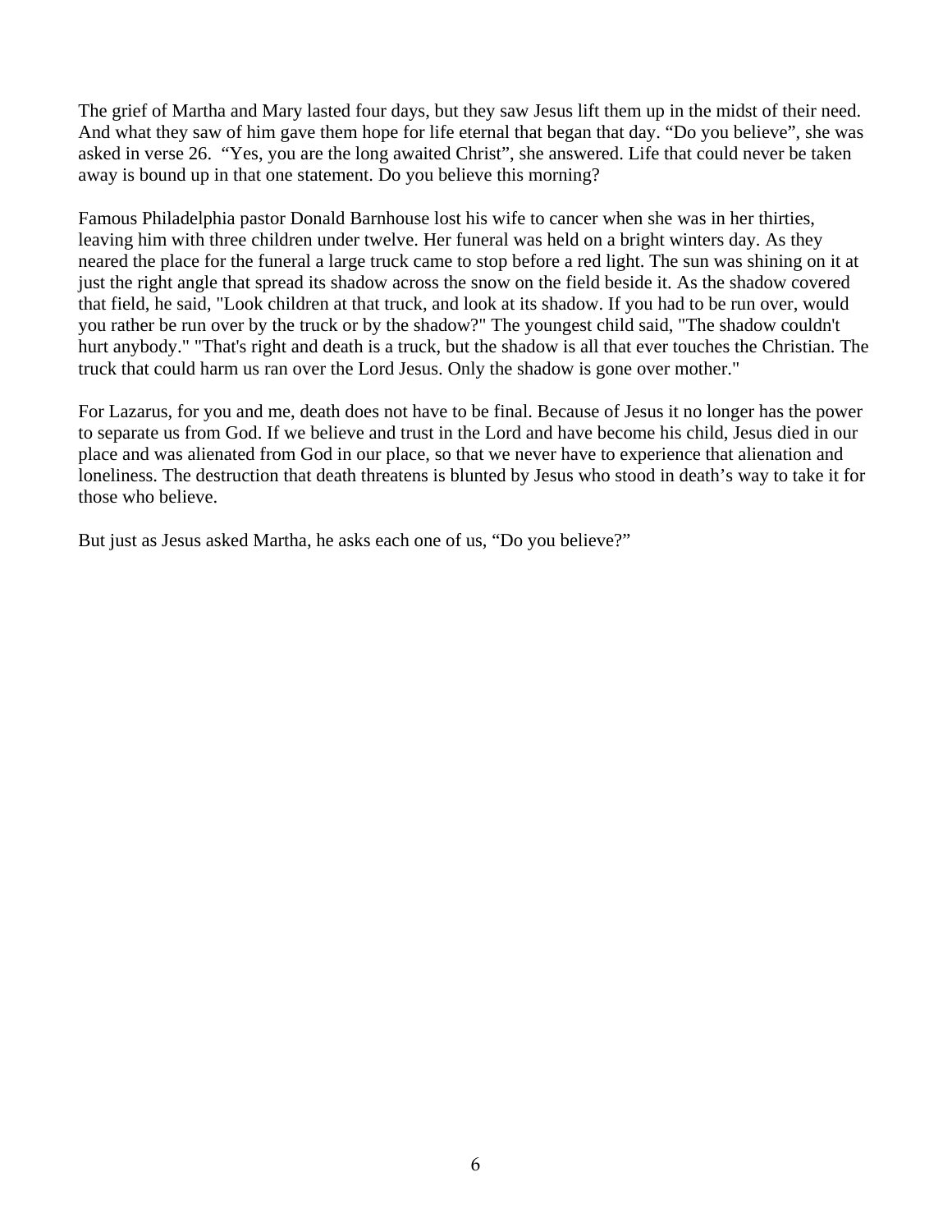The grief of Martha and Mary lasted four days, but they saw Jesus lift them up in the midst of their need. And what they saw of him gave them hope for life eternal that began that day. “Do you believe”, she was asked in verse 26. “Yes, you are the long awaited Christ”, she answered. Life that could never be taken away is bound up in that one statement. Do you believe this morning?

Famous Philadelphia pastor Donald Barnhouse lost his wife to cancer when she was in her thirties, leaving him with three children under twelve. Her funeral was held on a bright winters day. As they neared the place for the funeral a large truck came to stop before a red light. The sun was shining on it at just the right angle that spread its shadow across the snow on the field beside it. As the shadow covered that field, he said, "Look children at that truck, and look at its shadow. If you had to be run over, would you rather be run over by the truck or by the shadow?" The youngest child said, "The shadow couldn't hurt anybody." "That's right and death is a truck, but the shadow is all that ever touches the Christian. The truck that could harm us ran over the Lord Jesus. Only the shadow is gone over mother."

For Lazarus, for you and me, death does not have to be final. Because of Jesus it no longer has the power to separate us from God. If we believe and trust in the Lord and have become his child, Jesus died in our place and was alienated from God in our place, so that we never have to experience that alienation and loneliness. The destruction that death threatens is blunted by Jesus who stood in death’s way to take it for those who believe.

But just as Jesus asked Martha, he asks each one of us, “Do you believe?”